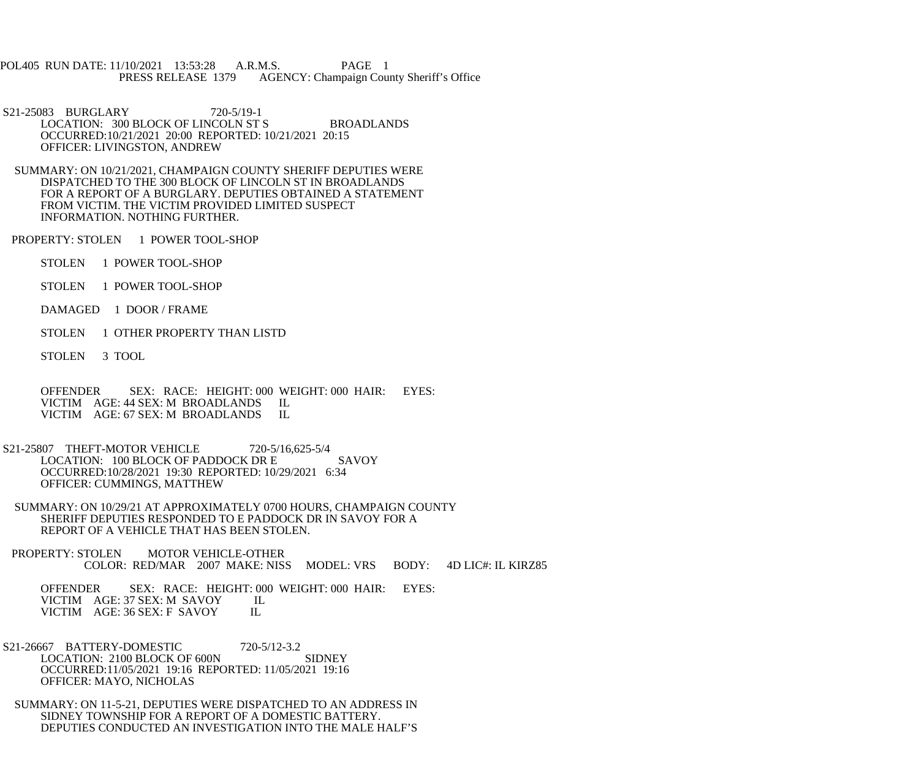POL405 RUN DATE: 11/10/2021 13:53:28 A.R.M.S. PAGE 1
PRESS RELEASE 1379 AGENCY: Champaign County Sheriff's Office

S21-25083 BURGLARY 720-5/19-1
LOCATION: 300 BLOCK OF LINCOLN ST S BROADLANDS
OCCURRED:10/21/2021 20:00 REPORTED: 10/21/2021 20:15
OFFICER: LIVINGSTON, ANDREW

SUMMARY: ON 10/21/2021, CHAMPAIGN COUNTY SHERIFF DEPUTIES WERE DISPATCHED TO THE 300 BLOCK OF LINCOLN ST IN BROADLANDS FOR A REPORT OF A BURGLARY. DEPUTIES OBTAINED A STATEMENT FROM VICTIM. THE VICTIM PROVIDED LIMITED SUSPECT INFORMATION. NOTHING FURTHER.

PROPERTY: STOLEN 1 POWER TOOL-SHOP

STOLEN 1 POWER TOOL-SHOP

STOLEN 1 POWER TOOL-SHOP

DAMAGED 1 DOOR / FRAME

STOLEN 1 OTHER PROPERTY THAN LISTD

STOLEN 3 TOOL

OFFENDER SEX: RACE: HEIGHT: 000 WEIGHT: 000 HAIR: EYES:
VICTIM AGE: 44 SEX: M BROADLANDS IL
VICTIM AGE: 67 SEX: M BROADLANDS IL

S21-25807 THEFT-MOTOR VEHICLE 720-5/16,625-5/4
LOCATION: 100 BLOCK OF PADDOCK DR E SAVOY
OCCURRED:10/28/2021 19:30 REPORTED: 10/29/2021 6:34
OFFICER: CUMMINGS, MATTHEW

SUMMARY: ON 10/29/21 AT APPROXIMATELY 0700 HOURS, CHAMPAIGN COUNTY SHERIFF DEPUTIES RESPONDED TO E PADDOCK DR IN SAVOY FOR A REPORT OF A VEHICLE THAT HAS BEEN STOLEN.

PROPERTY: STOLEN MOTOR VEHICLE-OTHER
COLOR: RED/MAR 2007 MAKE: NISS MODEL: VRS BODY: 4D LIC#: IL KIRZ85

OFFENDER SEX: RACE: HEIGHT: 000 WEIGHT: 000 HAIR: EYES:
VICTIM AGE: 37 SEX: M SAVOY IL
VICTIM AGE: 36 SEX: F SAVOY IL

S21-26667 BATTERY-DOMESTIC 720-5/12-3.2
LOCATION: 2100 BLOCK OF 600N SIDNEY
OCCURRED:11/05/2021 19:16 REPORTED: 11/05/2021 19:16
OFFICER: MAYO, NICHOLAS

SUMMARY: ON 11-5-21, DEPUTIES WERE DISPATCHED TO AN ADDRESS IN SIDNEY TOWNSHIP FOR A REPORT OF A DOMESTIC BATTERY. DEPUTIES CONDUCTED AN INVESTIGATION INTO THE MALE HALF'S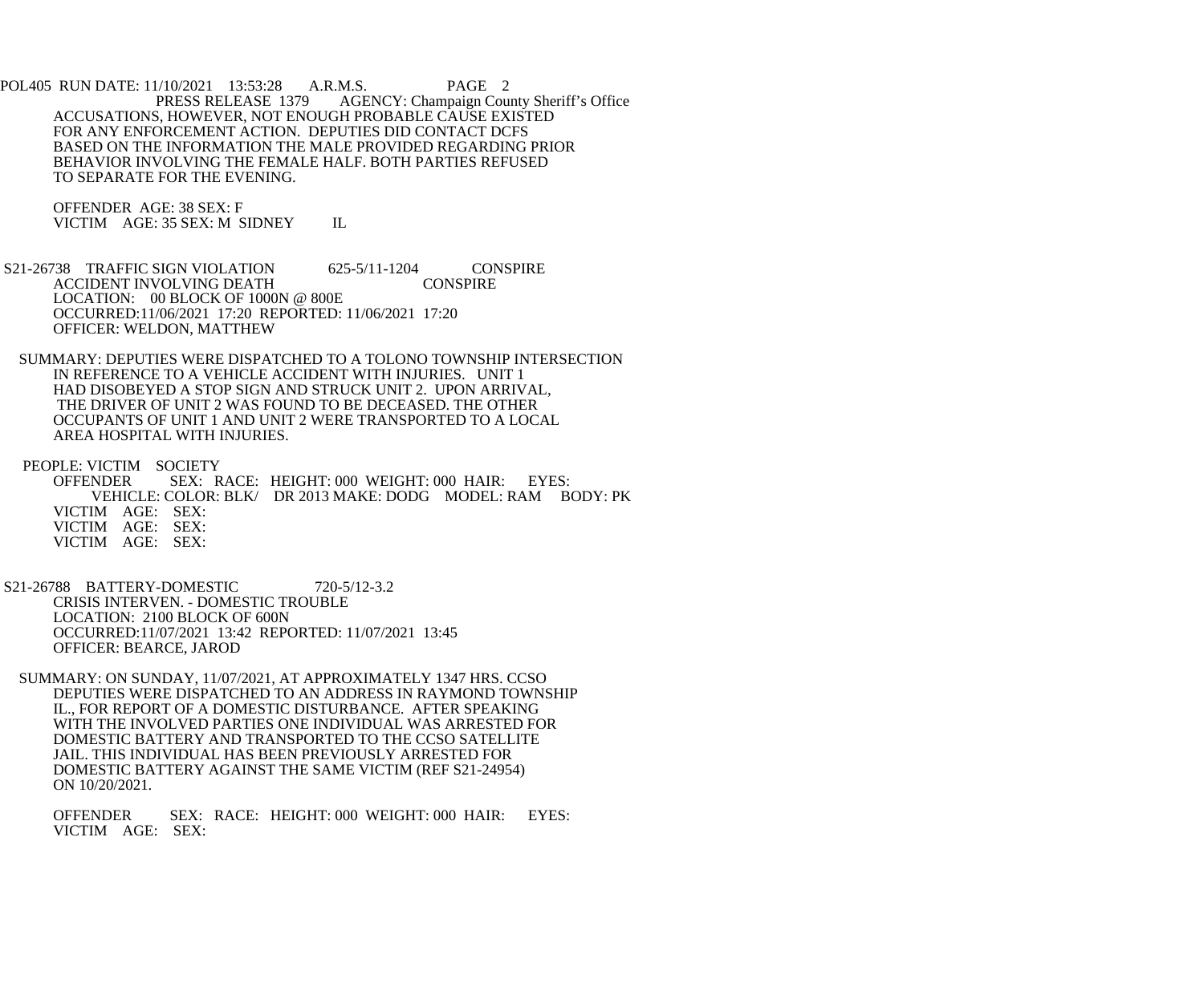ACCUSATIONS, HOWEVER, NOT ENOUGH PROBABLE CAUSE EXISTED FOR ANY ENFORCEMENT ACTION. DEPUTIES DID CONTACT DCFS BASED ON THE INFORMATION THE MALE PROVIDED REGARDING PRIOR BEHAVIOR INVOLVING THE FEMALE HALF. BOTH PARTIES REFUSED TO SEPARATE FOR THE EVENING.

OFFENDER AGE: 38 SEX: F
VICTIM AGE: 35 SEX: M SIDNEY IL

S21-26738 TRAFFIC SIGN VIOLATION 625-5/11-1204 CONSPIRE
ACCIDENT INVOLVING DEATH CONSPIRE
LOCATION: 00 BLOCK OF 1000N @ 800E
OCCURRED:11/06/2021 17:20 REPORTED: 11/06/2021 17:20
OFFICER: WELDON, MATTHEW

SUMMARY: DEPUTIES WERE DISPATCHED TO A TOLONO TOWNSHIP INTERSECTION IN REFERENCE TO A VEHICLE ACCIDENT WITH INJURIES. UNIT 1 HAD DISOBEYED A STOP SIGN AND STRUCK UNIT 2. UPON ARRIVAL, THE DRIVER OF UNIT 2 WAS FOUND TO BE DECEASED. THE OTHER OCCUPANTS OF UNIT 1 AND UNIT 2 WERE TRANSPORTED TO A LOCAL AREA HOSPITAL WITH INJURIES.

PEOPLE: VICTIM SOCIETY
OFFENDER SEX: RACE: HEIGHT: 000 WEIGHT: 000 HAIR: EYES:
VEHICLE: COLOR: BLK/ DR 2013 MAKE: DODG MODEL: RAM BODY: PK
VICTIM AGE: SEX:
VICTIM AGE: SEX:
VICTIM AGE: SEX:

S21-26788 BATTERY-DOMESTIC 720-5/12-3.2
CRISIS INTERVEN. - DOMESTIC TROUBLE
LOCATION: 2100 BLOCK OF 600N
OCCURRED:11/07/2021 13:42 REPORTED: 11/07/2021 13:45
OFFICER: BEARCE, JAROD

SUMMARY: ON SUNDAY, 11/07/2021, AT APPROXIMATELY 1347 HRS. CCSO DEPUTIES WERE DISPATCHED TO AN ADDRESS IN RAYMOND TOWNSHIP IL., FOR REPORT OF A DOMESTIC DISTURBANCE. AFTER SPEAKING WITH THE INVOLVED PARTIES ONE INDIVIDUAL WAS ARRESTED FOR DOMESTIC BATTERY AND TRANSPORTED TO THE CCSO SATELLITE JAIL. THIS INDIVIDUAL HAS BEEN PREVIOUSLY ARRESTED FOR DOMESTIC BATTERY AGAINST THE SAME VICTIM (REF S21-24954) ON 10/20/2021.

OFFENDER SEX: RACE: HEIGHT: 000 WEIGHT: 000 HAIR: EYES:
VICTIM AGE: SEX: